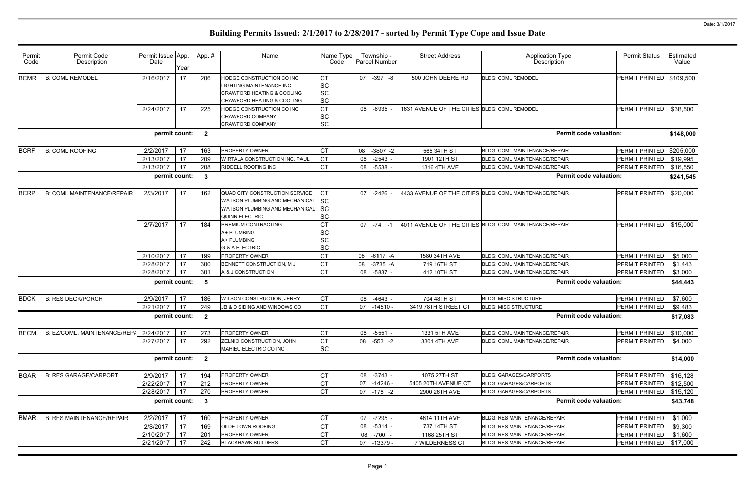# Building Permits Issued: 2/1/2017 to 2/28/2017 - sorted by Permit Type Cope and Issue Date

Date: 3/1/2017

| Permit Code | Permit Code Description | Permit Issue Date | App. Year | App. # | Name | Name Type Code | Township - Parcel Number | Street Address | Application Type Description | Permit Status | Estimated Value |
|---|---|---|---|---|---|---|---|---|---|---|---|
| BCMR | B: COML REMODEL | 2/16/2017 | 17 | 206 | HODGE CONSTRUCTION CO INC | CT | 07 -397 -8 | 500 JOHN DEERE RD | BLDG: COML REMODEL | PERMIT PRINTED | $109,500 |
| | | | | | LIGHTING MAINTENANCE INC | SC | | | | | |
| | | | | | CRAWFORD HEATING & COOLING | SC | | | | | |
| | | | | | CRAWFORD HEATING & COOLING | SC | | | | | |
| | | 2/24/2017 | 17 | 225 | HODGE CONSTRUCTION CO INC | CT | 08 -6935 - | 1631 AVENUE OF THE CITIES | BLDG: COML REMODEL | PERMIT PRINTED | $38,500 |
| | | | | | CRAWFORD COMPANY | SC | | | | | |
| | | | | | CRAWFORD COMPANY | SC | | | | | |
| | | permit count: | | 2 | | | | | Permit code valuation: | | $148,000 |
| BCRF | B: COML ROOFING | 2/2/2017 | 17 | 163 | PROPERTY OWNER | CT | 08 -3807 -2 | 565 34TH ST | BLDG: COML MAINTENANCE/REPAIR | PERMIT PRINTED | $205,000 |
| | | 2/13/2017 | 17 | 209 | WIRTALA CONSTRUCTION INC, PAUL | CT | 08 -2543 - | 1901 12TH ST | BLDG: COML MAINTENANCE/REPAIR | PERMIT PRINTED | $19,995 |
| | | 2/13/2017 | 17 | 208 | RIDDELL ROOFING INC | CT | 08 -5538 - | 1316 4TH AVE | BLDG: COML MAINTENANCE/REPAIR | PERMIT PRINTED | $16,550 |
| | | permit count: | | 3 | | | | | Permit code valuation: | | $241,545 |
| BCRP | B: COML MAINTENANCE/REPAIR | 2/3/2017 | 17 | 162 | QUAD CITY CONSTRUCTION SERVICE | CT | 07 -2426 - | 4433 AVENUE OF THE CITIES | BLDG: COML MAINTENANCE/REPAIR | PERMIT PRINTED | $20,000 |
| | | | | | WATSON PLUMBING AND MECHANICAL | SC | | | | | |
| | | | | | WATSON PLUMBING AND MECHANICAL | SC | | | | | |
| | | | | | QUINN ELECTRIC | SC | | | | | |
| | | 2/7/2017 | 17 | 184 | PREMIUM CONTRACTING | CT | 07 -74 -1 | 4011 AVENUE OF THE CITIES | BLDG: COML MAINTENANCE/REPAIR | PERMIT PRINTED | $15,000 |
| | | | | | A+ PLUMBING | SC | | | | | |
| | | | | | A+ PLUMBING | SC | | | | | |
| | | | | | G & A ELECTRIC | SC | | | | | |
| | | 2/10/2017 | 17 | 199 | PROPERTY OWNER | CT | 08 -6117 -A | 1580 34TH AVE | BLDG: COML MAINTENANCE/REPAIR | PERMIT PRINTED | $5,000 |
| | | 2/28/2017 | 17 | 300 | BENNETT CONSTRUCTION, M J | CT | 08 -3735 -A | 719 16TH ST | BLDG: COML MAINTENANCE/REPAIR | PERMIT PRINTED | $1,443 |
| | | 2/28/2017 | 17 | 301 | A & J CONSTRUCTION | CT | 08 -5837 - | 412 10TH ST | BLDG: COML MAINTENANCE/REPAIR | PERMIT PRINTED | $3,000 |
| | | permit count: | | 5 | | | | | Permit code valuation: | | $44,443 |
| BDCK | B: RES DECK/PORCH | 2/9/2017 | 17 | 186 | WILSON CONSTRUCTION, JERRY | CT | 08 -4643 - | 704 48TH ST | BLDG: MISC STRUCTURE | PERMIT PRINTED | $7,600 |
| | | 2/21/2017 | 17 | 249 | JB & D SIDING AND WINDOWS CO | CT | 07 -14510 - | 3419 78TH STREET CT | BLDG: MISC STRUCTURE | PERMIT PRINTED | $9,483 |
| | | permit count: | | 2 | | | | | Permit code valuation: | | $17,083 |
| BECM | B: EZ/COML, MAINTENANCE/REPA | 2/24/2017 | 17 | 273 | PROPERTY OWNER | CT | 08 -5551 - | 1331 5TH AVE | BLDG: COML MAINTENANCE/REPAIR | PERMIT PRINTED | $10,000 |
| | | 2/27/2017 | 17 | 292 | ZELNIO CONSTRUCTION, JOHN | CT | 08 -553 -2 | 3301 4TH AVE | BLDG: COML MAINTENANCE/REPAIR | PERMIT PRINTED | $4,000 |
| | | | | | MAHIEU ELECTRIC CO INC | SC | | | | | |
| | | permit count: | | 2 | | | | | Permit code valuation: | | $14,000 |
| BGAR | B: RES GARAGE/CARPORT | 2/9/2017 | 17 | 194 | PROPERTY OWNER | CT | 08 -3743 - | 1075 27TH ST | BLDG: GARAGES/CARPORTS | PERMIT PRINTED | $16,128 |
| | | 2/22/2017 | 17 | 212 | PROPERTY OWNER | CT | 07 -14246 - | 5405 20TH AVENUE CT | BLDG: GARAGES/CARPORTS | PERMIT PRINTED | $12,500 |
| | | 2/28/2017 | 17 | 270 | PROPERTY OWNER | CT | 07 -178 -2 | 2900 26TH AVE | BLDG: GARAGES/CARPORTS | PERMIT PRINTED | $15,120 |
| | | permit count: | | 3 | | | | | Permit code valuation: | | $43,748 |
| BMAR | B: RES MAINTENANCE/REPAIR | 2/2/2017 | 17 | 160 | PROPERTY OWNER | CT | 07 -7295 - | 4614 11TH AVE | BLDG: RES MAINTENANCE/REPAIR | PERMIT PRINTED | $1,000 |
| | | 2/3/2017 | 17 | 169 | OLDE TOWN ROOFING | CT | 08 -5314 - | 737 14TH ST | BLDG: RES MAINTENANCE/REPAIR | PERMIT PRINTED | $9,300 |
| | | 2/10/2017 | 17 | 201 | PROPERTY OWNER | CT | 08 -700 - | 1168 25TH ST | BLDG: RES MAINTENANCE/REPAIR | PERMIT PRINTED | $1,600 |
| | | 2/21/2017 | 17 | 242 | BLACKHAWK BUILDERS | CT | 07 -13379 - | 7 WILDERNESS CT | BLDG: RES MAINTENANCE/REPAIR | PERMIT PRINTED | $17,000 |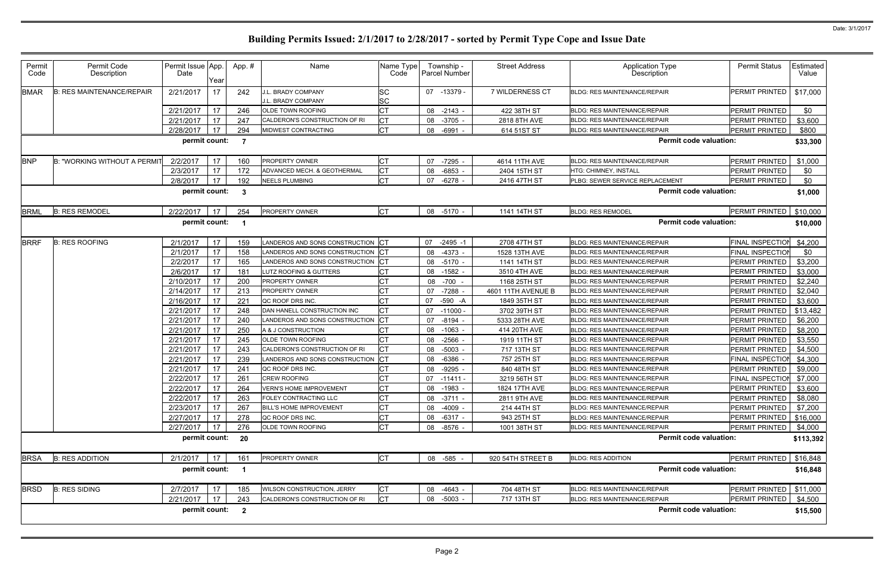# Building Permits Issued: 2/1/2017 to 2/28/2017 - sorted by Permit Type Cope and Issue Date

Date: 3/1/2017

| Permit Code | Permit Code Description | Permit Issue Date | App. Year | App. # | Name | Name Type Code | Township - Parcel Number | Street Address | Application Type Description | Permit Status | Estimated Value |
|---|---|---|---|---|---|---|---|---|---|---|---|
| BMAR | B: RES MAINTENANCE/REPAIR | 2/21/2017 | 17 | 242 | J.L. BRADY COMPANY<br>J.L. BRADY COMPANY | SC<br>SC | 07 -13379 - | 7 WILDERNESS CT | BLDG: RES MAINTENANCE/REPAIR | PERMIT PRINTED | $17,000 |
| | | 2/21/2017 | 17 | 246 | OLDE TOWN ROOFING | CT | 08 -2143 - | 422 38TH ST | BLDG: RES MAINTENANCE/REPAIR | PERMIT PRINTED | $0 |
| | | 2/21/2017 | 17 | 247 | CALDERON'S CONSTRUCTION OF RI | CT | 08 -3705 - | 2818 8TH AVE | BLDG: RES MAINTENANCE/REPAIR | PERMIT PRINTED | $3,600 |
| | | 2/28/2017 | 17 | 294 | MIDWEST CONTRACTING | CT | 08 -6991 - | 614 51ST ST | BLDG: RES MAINTENANCE/REPAIR | PERMIT PRINTED | $800 |
| | | permit count: | | 7 | | | | | Permit code valuation: | | $33,300 |
| BNP | B: "WORKING WITHOUT A PERMIT | 2/2/2017 | 17 | 160 | PROPERTY OWNER | CT | 07 -7295 - | 4614 11TH AVE | BLDG: RES MAINTENANCE/REPAIR | PERMIT PRINTED | $1,000 |
| | | 2/3/2017 | 17 | 172 | ADVANCED MECH. & GEOTHERMAL | CT | 08 -6853 - | 2404 15TH ST | HTG: CHIMNEY, INSTALL | PERMIT PRINTED | $0 |
| | | 2/8/2017 | 17 | 192 | NEELS PLUMBING | CT | 07 -6278 - | 2416 47TH ST | PLBG: SEWER SERVICE REPLACEMENT | PERMIT PRINTED | $0 |
| | | permit count: | | 3 | | | | | Permit code valuation: | | $1,000 |
| BRML | B: RES REMODEL | 2/22/2017 | 17 | 254 | PROPERTY OWNER | CT | 08 -5170 - | 1141 14TH ST | BLDG: RES REMODEL | PERMIT PRINTED | $10,000 |
| | | permit count: | | 1 | | | | | Permit code valuation: | | $10,000 |
| BRRF | B: RES ROOFING | 2/1/2017 | 17 | 159 | LANDEROS AND SONS CONSTRUCTION | CT | 07 -2495 -1 | 2708 47TH ST | BLDG: RES MAINTENANCE/REPAIR | FINAL INSPECTION | $4,200 |
| | | 2/1/2017 | 17 | 158 | LANDEROS AND SONS CONSTRUCTION | CT | 08 -4373 - | 1528 13TH AVE | BLDG: RES MAINTENANCE/REPAIR | FINAL INSPECTION | $0 |
| | | 2/2/2017 | 17 | 165 | LANDEROS AND SONS CONSTRUCTION | CT | 08 -5170 - | 1141 14TH ST | BLDG: RES MAINTENANCE/REPAIR | PERMIT PRINTED | $3,200 |
| | | 2/6/2017 | 17 | 181 | LUTZ ROOFING & GUTTERS | CT | 08 -1582 - | 3510 4TH AVE | BLDG: RES MAINTENANCE/REPAIR | PERMIT PRINTED | $3,000 |
| | | 2/10/2017 | 17 | 200 | PROPERTY OWNER | CT | 08 -700 - | 1168 25TH ST | BLDG: RES MAINTENANCE/REPAIR | PERMIT PRINTED | $2,240 |
| | | 2/14/2017 | 17 | 213 | PROPERTY OWNER | CT | 07 -7288 - | 4601 11TH AVENUE B | BLDG: RES MAINTENANCE/REPAIR | PERMIT PRINTED | $2,040 |
| | | 2/16/2017 | 17 | 221 | QC ROOF DRS INC. | CT | 07 -590 -A | 1849 35TH ST | BLDG: RES MAINTENANCE/REPAIR | PERMIT PRINTED | $3,600 |
| | | 2/21/2017 | 17 | 248 | DAN HANELL CONSTRUCTION INC | CT | 07 -11000 - | 3702 39TH ST | BLDG: RES MAINTENANCE/REPAIR | PERMIT PRINTED | $13,482 |
| | | 2/21/2017 | 17 | 240 | LANDEROS AND SONS CONSTRUCTION | CT | 07 -8194 - | 5333 28TH AVE | BLDG: RES MAINTENANCE/REPAIR | PERMIT PRINTED | $6,200 |
| | | 2/21/2017 | 17 | 250 | A & J CONSTRUCTION | CT | 08 -1063 - | 414 20TH AVE | BLDG: RES MAINTENANCE/REPAIR | PERMIT PRINTED | $8,200 |
| | | 2/21/2017 | 17 | 245 | OLDE TOWN ROOFING | CT | 08 -2566 - | 1919 11TH ST | BLDG: RES MAINTENANCE/REPAIR | PERMIT PRINTED | $3,550 |
| | | 2/21/2017 | 17 | 243 | CALDERON'S CONSTRUCTION OF RI | CT | 08 -5003 - | 717 13TH ST | BLDG: RES MAINTENANCE/REPAIR | PERMIT PRINTED | $4,500 |
| | | 2/21/2017 | 17 | 239 | LANDEROS AND SONS CONSTRUCTION | CT | 08 -6386 - | 757 25TH ST | BLDG: RES MAINTENANCE/REPAIR | FINAL INSPECTION | $4,300 |
| | | 2/21/2017 | 17 | 241 | QC ROOF DRS INC. | CT | 08 -9295 - | 840 48TH ST | BLDG: RES MAINTENANCE/REPAIR | PERMIT PRINTED | $9,000 |
| | | 2/22/2017 | 17 | 261 | CREW ROOFING | CT | 07 -11411 - | 3219 56TH ST | BLDG: RES MAINTENANCE/REPAIR | FINAL INSPECTION | $7,000 |
| | | 2/22/2017 | 17 | 264 | VERN'S HOME IMPROVEMENT | CT | 08 -1983 - | 1824 17TH AVE | BLDG: RES MAINTENANCE/REPAIR | PERMIT PRINTED | $3,600 |
| | | 2/22/2017 | 17 | 263 | FOLEY CONTRACTING LLC | CT | 08 -3711 - | 2811 9TH AVE | BLDG: RES MAINTENANCE/REPAIR | PERMIT PRINTED | $8,080 |
| | | 2/23/2017 | 17 | 267 | BILL'S HOME IMPROVEMENT | CT | 08 -4009 - | 214 44TH ST | BLDG: RES MAINTENANCE/REPAIR | PERMIT PRINTED | $7,200 |
| | | 2/27/2017 | 17 | 278 | QC ROOF DRS INC. | CT | 08 -6317 - | 943 25TH ST | BLDG: RES MAINTENANCE/REPAIR | PERMIT PRINTED | $16,000 |
| | | 2/27/2017 | 17 | 276 | OLDE TOWN ROOFING | CT | 08 -8576 - | 1001 38TH ST | BLDG: RES MAINTENANCE/REPAIR | PERMIT PRINTED | $4,000 |
| | | permit count: | | 20 | | | | | Permit code valuation: | | $113,392 |
| BRSA | B: RES ADDITION | 2/1/2017 | 17 | 161 | PROPERTY OWNER | CT | 08 -585 - | 920 54TH STREET B | BLDG: RES ADDITION | PERMIT PRINTED | $16,848 |
| | | permit count: | | 1 | | | | | Permit code valuation: | | $16,848 |
| BRSD | B: RES SIDING | 2/7/2017 | 17 | 185 | WILSON CONSTRUCTION, JERRY | CT | 08 -4643 - | 704 48TH ST | BLDG: RES MAINTENANCE/REPAIR | PERMIT PRINTED | $11,000 |
| | | 2/21/2017 | 17 | 243 | CALDERON'S CONSTRUCTION OF RI | CT | 08 -5003 - | 717 13TH ST | BLDG: RES MAINTENANCE/REPAIR | PERMIT PRINTED | $4,500 |
| | | permit count: | | 2 | | | | | Permit code valuation: | | $15,500 |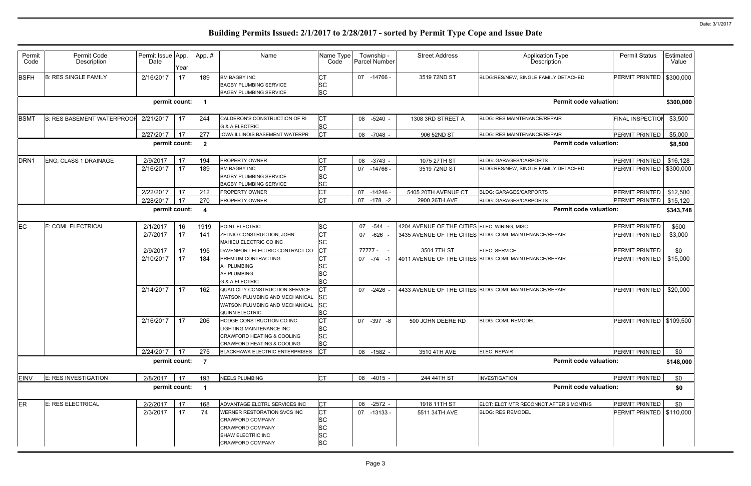# Building Permits Issued: 2/1/2017 to 2/28/2017 - sorted by Permit Type Cope and Issue Date

| Permit Code | Permit Code Description | Permit Issue Date | App. Year | App. # | Name | Name Type Code | Township - Parcel Number | Street Address | Application Type Description | Permit Status | Estimated Value |
|---|---|---|---|---|---|---|---|---|---|---|---|
| BSFH | B: RES SINGLE FAMILY | 2/16/2017 | 17 | 189 | BM BAGBY INC<br>BAGBY PLUMBING SERVICE<br>BAGBY PLUMBING SERVICE | CT<br>SC<br>SC | 07 -14766 - | 3519 72ND ST | BLDG:RES/NEW, SINGLE FAMILY DETACHED | PERMIT PRINTED | $300,000 |
| | | permit count: | | 1 | | | | | Permit code valuation: | | $300,000 |
| BSMT | B: RES BASEMENT WATERPROOF | 2/21/2017 | 17 | 244 | CALDERON'S CONSTRUCTION OF RI<br>G & A ELECTRIC | CT<br>SC | 08 -5240 - | 1308 3RD STREET A | BLDG: RES MAINTENANCE/REPAIR | FINAL INSPECTION | $3,500 |
| | | 2/27/2017 | 17 | 277 | IOWA ILLINOIS BASEMENT WATERPR | CT | 08 -7048 - | 906 52ND ST | BLDG: RES MAINTENANCE/REPAIR | PERMIT PRINTED | $5,000 |
| | | permit count: | | 2 | | | | | Permit code valuation: | | $8,500 |
| DRN1 | ENG: CLASS 1 DRAINAGE | 2/9/2017 | 17 | 194 | PROPERTY OWNER | CT | 08 -3743 - | 1075 27TH ST | BLDG: GARAGES/CARPORTS | PERMIT PRINTED | $16,128 |
| | | 2/16/2017 | 17 | 189 | BM BAGBY INC<br>BAGBY PLUMBING SERVICE<br>BAGBY PLUMBING SERVICE | CT<br>SC<br>SC | 07 -14766 - | 3519 72ND ST | BLDG:RES/NEW, SINGLE FAMILY DETACHED | PERMIT PRINTED | $300,000 |
| | | 2/22/2017 | 17 | 212 | PROPERTY OWNER | CT | 07 -14246 - | 5405 20TH AVENUE CT | BLDG: GARAGES/CARPORTS | PERMIT PRINTED | $12,500 |
| | | 2/28/2017 | 17 | 270 | PROPERTY OWNER | CT | 07 -178 -2 | 2900 26TH AVE | BLDG: GARAGES/CARPORTS | PERMIT PRINTED | $15,120 |
| | | permit count: | | 4 | | | | | Permit code valuation: | | $343,748 |
| EC | E: COML ELECTRICAL | 2/1/2017 | 16 | 1919 | POINT ELECTRIC | SC | 07 -544 - | 4204 AVENUE OF THE CITIES | ELEC: WIRING, MISC | PERMIT PRINTED | $500 |
| | | 2/7/2017 | 17 | 141 | ZELNIO CONSTRUCTION, JOHN<br>MAHIEU ELECTRIC CO INC | CT<br>SC | 07 -626 - | 3435 AVENUE OF THE CITIES | BLDG: COML MAINTENANCE/REPAIR | PERMIT PRINTED | $3,000 |
| | | 2/9/2017 | 17 | 195 | DAVENPORT ELECTRIC CONTRACT CO | CT | 77777 - - | 3504 7TH ST | ELEC: SERVICE | PERMIT PRINTED | $0 |
| | | 2/10/2017 | 17 | 184 | PREMIUM CONTRACTING<br>A+ PLUMBING<br>A+ PLUMBING<br>G & A ELECTRIC | CT<br>SC<br>SC<br>SC | 07 -74 -1 | 4011 AVENUE OF THE CITIES | BLDG: COML MAINTENANCE/REPAIR | PERMIT PRINTED | $15,000 |
| | | 2/14/2017 | 17 | 162 | QUAD CITY CONSTRUCTION SERVICE<br>WATSON PLUMBING AND MECHANICAL<br>WATSON PLUMBING AND MECHANICAL<br>QUINN ELECTRIC | CT<br>SC<br>SC<br>SC | 07 -2426 - | 4433 AVENUE OF THE CITIES | BLDG: COML MAINTENANCE/REPAIR | PERMIT PRINTED | $20,000 |
| | | 2/16/2017 | 17 | 206 | HODGE CONSTRUCTION CO INC<br>LIGHTING MAINTENANCE INC<br>CRAWFORD HEATING & COOLING<br>CRAWFORD HEATING & COOLING | CT<br>SC<br>SC<br>SC | 07 -397 -8 | 500 JOHN DEERE RD | BLDG: COML REMODEL | PERMIT PRINTED | $109,500 |
| | | 2/24/2017 | 17 | 275 | BLACKHAWK ELECTRIC ENTERPRISES | CT | 08 -1582 - | 3510 4TH AVE | ELEC: REPAIR | PERMIT PRINTED | $0 |
| | | permit count: | | 7 | | | | | Permit code valuation: | | $148,000 |
| EINV | E: RES INVESTIGATION | 2/8/2017 | 17 | 193 | NEELS PLUMBING | CT | 08 -4015 - | 244 44TH ST | INVESTIGATION | PERMIT PRINTED | $0 |
| | | permit count: | | 1 | | | | | Permit code valuation: | | $0 |
| ER | E: RES ELECTRICAL | 2/2/2017 | 17 | 168 | ADVANTAGE ELCTRL SERVICES INC | CT | 08 -2572 - | 1918 11TH ST | ELCT: ELCT MTR RECONNCT AFTER 6 MONTHS | PERMIT PRINTED | $0 |
| | | 2/3/2017 | 17 | 74 | WERNER RESTORATION SVCS INC<br>CRAWFORD COMPANY<br>CRAWFORD COMPANY<br>SHAW ELECTRIC INC<br>CRAWFORD COMPANY | CT<br>SC<br>SC<br>SC<br>SC | 07 -13133 - | 5511 34TH AVE | BLDG: RES REMODEL | PERMIT PRINTED | $110,000 |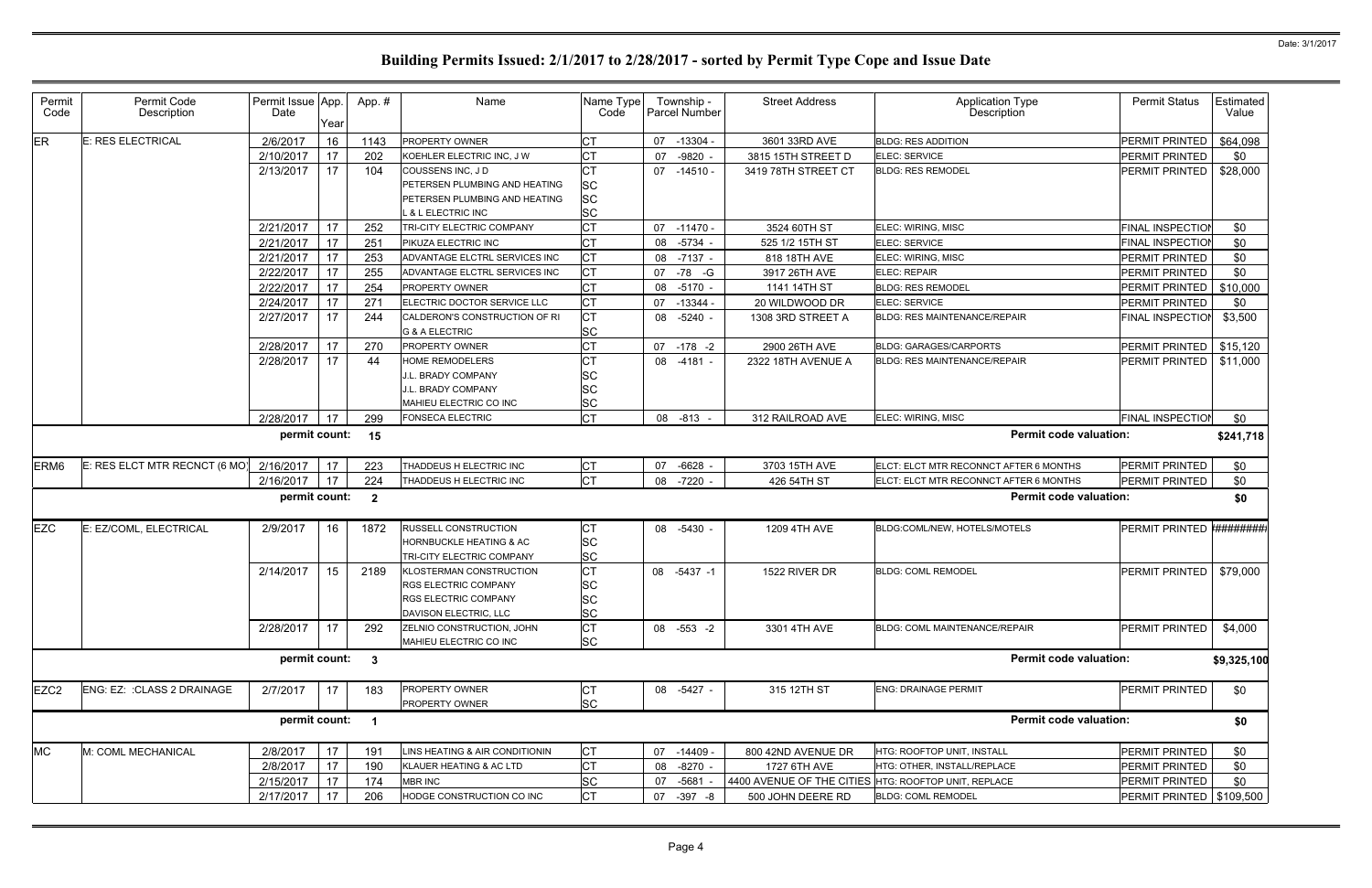# Building Permits Issued: 2/1/2017 to 2/28/2017 - sorted by Permit Type Cope and Issue Date

Date: 3/1/2017

| Permit Code | Permit Code Description | Permit Issue Date | App. Year | Appr. # | Name | Name Type Code | Township - Parcel Number | Street Address | Application Type Description | Permit Status | Estimated Value |
|---|---|---|---|---|---|---|---|---|---|---|---|
| ER | E: RES ELECTRICAL | 2/6/2017 | 16 | 1143 | PROPERTY OWNER | CT | 07 -13304 - | 3601 33RD AVE | BLDG: RES ADDITION | PERMIT PRINTED | $64,098 |
| | | 2/10/2017 | 17 | 202 | KOEHLER ELECTRIC INC, J W | CT | 07 -9820 - | 3815 15TH STREET D | ELEC: SERVICE | PERMIT PRINTED | $0 |
| | | 2/13/2017 | 17 | 104 | COUSSENS INC, J D | CT | 07 -14510 - | 3419 78TH STREET CT | BLDG: RES REMODEL | PERMIT PRINTED | $28,000 |
| | | | | | PETERSEN PLUMBING AND HEATING | SC | | | | | |
| | | | | | PETERSEN PLUMBING AND HEATING | SC | | | | | |
| | | | | | L & L ELECTRIC INC | SC | | | | | |
| | | 2/21/2017 | 17 | 252 | TRI-CITY ELECTRIC COMPANY | CT | 07 -11470 - | 3524 60TH ST | ELEC: WIRING, MISC | FINAL INSPECTION | $0 |
| | | 2/21/2017 | 17 | 251 | PIKUZA ELECTRIC INC | CT | 08 -5734 - | 525 1/2 15TH ST | ELEC: SERVICE | FINAL INSPECTION | $0 |
| | | 2/21/2017 | 17 | 253 | ADVANTAGE ELCTRL SERVICES INC | CT | 08 -7137 - | 818 18TH AVE | ELEC: WIRING, MISC | PERMIT PRINTED | $0 |
| | | 2/22/2017 | 17 | 255 | ADVANTAGE ELCTRL SERVICES INC | CT | 07 -78 -G | 3917 26TH AVE | ELEC: REPAIR | PERMIT PRINTED | $0 |
| | | 2/22/2017 | 17 | 254 | PROPERTY OWNER | CT | 08 -5170 - | 1141 14TH ST | BLDG: RES REMODEL | PERMIT PRINTED | $10,000 |
| | | 2/24/2017 | 17 | 271 | ELECTRIC DOCTOR SERVICE LLC | CT | 07 -13344 - | 20 WILDWOOD DR | ELEC: SERVICE | PERMIT PRINTED | $0 |
| | | 2/27/2017 | 17 | 244 | CALDERON'S CONSTRUCTION OF RI | CT | 08 -5240 - | 1308 3RD STREET A | BLDG: RES MAINTENANCE/REPAIR | FINAL INSPECTION | $3,500 |
| | | | | | G & A ELECTRIC | SC | | | | | |
| | | 2/28/2017 | 17 | 270 | PROPERTY OWNER | CT | 07 -178 -2 | 2900 26TH AVE | BLDG: GARAGES/CARPORTS | PERMIT PRINTED | $15,120 |
| | | 2/28/2017 | 17 | 44 | HOME REMODELERS | CT | 08 -4181 - | 2322 18TH AVENUE A | BLDG: RES MAINTENANCE/REPAIR | PERMIT PRINTED | $11,000 |
| | | | | | J.L. BRADY COMPANY | SC | | | | | |
| | | | | | J.L. BRADY COMPANY | SC | | | | | |
| | | | | | MAHIEU ELECTRIC CO INC | SC | | | | | |
| | | 2/28/2017 | 17 | 299 | FONSECA ELECTRIC | CT | 08 -813 - | 312 RAILROAD AVE | ELEC: WIRING, MISC | FINAL INSPECTION | $0 |
| | | permit count: | | 15 | | | | | Permit code valuation: | | $241,718 |
| ERM6 | E: RES ELCT MTR RECNCT (6 MO) | 2/16/2017 | 17 | 223 | THADDEUS H ELECTRIC INC | CT | 07 -6628 - | 3703 15TH AVE | ELCT: ELCT MTR RECONNCT AFTER 6 MONTHS | PERMIT PRINTED | $0 |
| | | 2/16/2017 | 17 | 224 | THADDEUS H ELECTRIC INC | CT | 08 -7220 - | 426 54TH ST | ELCT: ELCT MTR RECONNCT AFTER 6 MONTHS | PERMIT PRINTED | $0 |
| | | permit count: | | 2 | | | | | Permit code valuation: | | $0 |
| EZC | E: EZ/COML, ELECTRICAL | 2/9/2017 | 16 | 1872 | RUSSELL CONSTRUCTION | CT | 08 -5430 - | 1209 4TH AVE | BLDG:COML/NEW, HOTELS/MOTELS | PERMIT PRINTED | ######## |
| | | | | | HORNBUCKLE HEATING & AC | SC | | | | | |
| | | | | | TRI-CITY ELECTRIC COMPANY | SC | | | | | |
| | | 2/14/2017 | 15 | 2189 | KLOSTERMAN CONSTRUCTION | CT | 08 -5437 -1 | 1522 RIVER DR | BLDG: COML REMODEL | PERMIT PRINTED | $79,000 |
| | | | | | RGS ELECTRIC COMPANY | SC | | | | | |
| | | | | | RGS ELECTRIC COMPANY | SC | | | | | |
| | | | | | DAVISON ELECTRIC, LLC | SC | | | | | |
| | | 2/28/2017 | 17 | 292 | ZELNIO CONSTRUCTION, JOHN | CT | 08 -553 -2 | 3301 4TH AVE | BLDG: COML MAINTENANCE/REPAIR | PERMIT PRINTED | $4,000 |
| | | | | | MAHIEU ELECTRIC CO INC | SC | | | | | |
| | | permit count: | | 3 | | | | | Permit code valuation: | | $9,325,100 |
| EZC2 | ENG: EZ: :CLASS 2 DRAINAGE | 2/7/2017 | 17 | 183 | PROPERTY OWNER | CT | 08 -5427 - | 315 12TH ST | ENG: DRAINAGE PERMIT | PERMIT PRINTED | $0 |
| | | | | | PROPERTY OWNER | SC | | | | | |
| | | permit count: | | 1 | | | | | Permit code valuation: | | $0 |
| MC | M: COML MECHANICAL | 2/8/2017 | 17 | 191 | LINS HEATING & AIR CONDITIONIN | CT | 07 -14409 - | 800 42ND AVENUE DR | HTG: ROOFTOP UNIT, INSTALL | PERMIT PRINTED | $0 |
| | | 2/8/2017 | 17 | 190 | KLAUER HEATING & AC LTD | CT | 08 -8270 - | 1727 6TH AVE | HTG: OTHER, INSTALL/REPLACE | PERMIT PRINTED | $0 |
| | | 2/15/2017 | 17 | 174 | MBR INC | SC | 07 -5681 - | 4400 AVENUE OF THE CITIES | HTG: ROOFTOP UNIT, REPLACE | PERMIT PRINTED | $0 |
| | | 2/17/2017 | 17 | 206 | HODGE CONSTRUCTION CO INC | CT | 07 -397 -8 | 500 JOHN DEERE RD | BLDG: COML REMODEL | PERMIT PRINTED | $109,500 |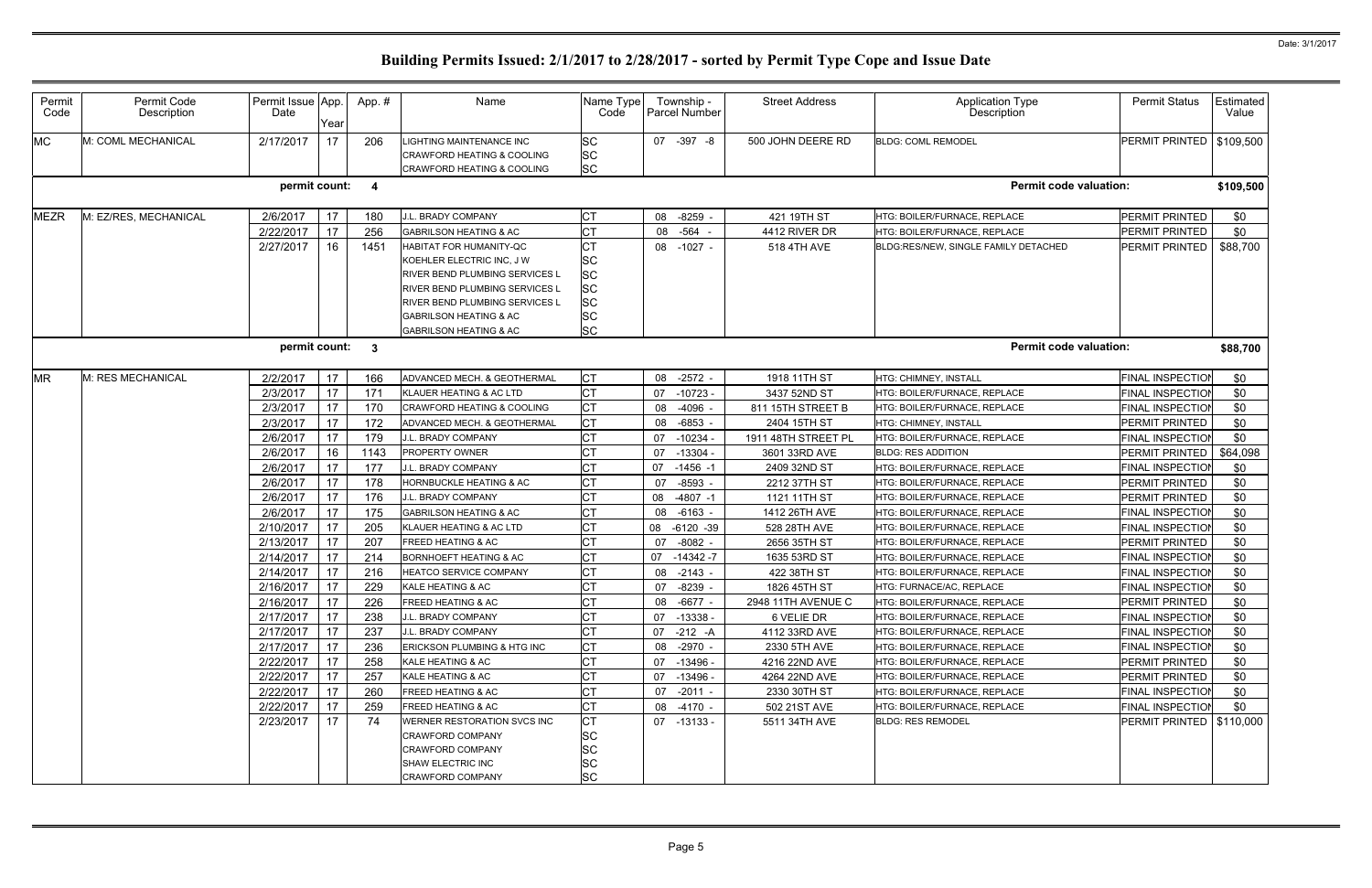Date: 3/1/2017

# Building Permits Issued: 2/1/2017 to 2/28/2017 - sorted by Permit Type Cope and Issue Date

| Permit Code | Permit Code Description | Permit Issue Date | App. Year | App. # | Name | Name Type Code | Township - Parcel Number | Street Address | Application Type Description | Permit Status | Estimated Value |
|---|---|---|---|---|---|---|---|---|---|---|---|
| MC | M: COML MECHANICAL | 2/17/2017 | 17 | 206 | LIGHTING MAINTENANCE INC | SC | 07 -397 -8 | 500 JOHN DEERE RD | BLDG: COML REMODEL | PERMIT PRINTED | $109,500 |
| | | | | | CRAWFORD HEATING & COOLING | SC | | | | | |
| | | | | | CRAWFORD HEATING & COOLING | SC | | | | | |
| | | **permit count:** | | **4** | | | | | **Permit code valuation:** | | **$109,500** |
| MEZR | M: EZ/RES, MECHANICAL | 2/6/2017 | 17 | 180 | J.L. BRADY COMPANY | CT | 08 -8259 - | 421 19TH ST | HTG: BOILER/FURNACE, REPLACE | PERMIT PRINTED | $0 |
| | | 2/22/2017 | 17 | 256 | GABRILSON HEATING & AC | CT | 08 -564 - | 4412 RIVER DR | HTG: BOILER/FURNACE, REPLACE | PERMIT PRINTED | $0 |
| | | 2/27/2017 | 16 | 1451 | HABITAT FOR HUMANITY-QC | CT | 08 -1027 - | 518 4TH AVE | BLDG:RES/NEW, SINGLE FAMILY DETACHED | PERMIT PRINTED | $88,700 |
| | | | | | KOEHLER ELECTRIC INC, J W | SC | | | | | |
| | | | | | RIVER BEND PLUMBING SERVICES L | SC | | | | | |
| | | | | | RIVER BEND PLUMBING SERVICES L | SC | | | | | |
| | | | | | RIVER BEND PLUMBING SERVICES L | SC | | | | | |
| | | | | | GABRILSON HEATING & AC | SC | | | | | |
| | | | | | GABRILSON HEATING & AC | SC | | | | | |
| | | **permit count:** | | **3** | | | | | **Permit code valuation:** | | **$88,700** |
| MR | M: RES MECHANICAL | 2/2/2017 | 17 | 166 | ADVANCED MECH. & GEOTHERMAL | CT | 08 -2572 - | 1918 11TH ST | HTG: CHIMNEY, INSTALL | FINAL INSPECTION | $0 |
| | | 2/3/2017 | 17 | 171 | KLAUER HEATING & AC LTD | CT | 07 -10723 - | 3437 52ND ST | HTG: BOILER/FURNACE, REPLACE | FINAL INSPECTION | $0 |
| | | 2/3/2017 | 17 | 170 | CRAWFORD HEATING & COOLING | CT | 08 -4096 - | 811 15TH STREET B | HTG: BOILER/FURNACE, REPLACE | FINAL INSPECTION | $0 |
| | | 2/3/2017 | 17 | 172 | ADVANCED MECH. & GEOTHERMAL | CT | 08 -6853 - | 2404 15TH ST | HTG: CHIMNEY, INSTALL | PERMIT PRINTED | $0 |
| | | 2/6/2017 | 17 | 179 | J.L. BRADY COMPANY | CT | 07 -10234 - | 1911 48TH STREET PL | HTG: BOILER/FURNACE, REPLACE | FINAL INSPECTION | $0 |
| | | 2/6/2017 | 16 | 1143 | PROPERTY OWNER | CT | 07 -13304 - | 3601 33RD AVE | BLDG: RES ADDITION | PERMIT PRINTED | $64,098 |
| | | 2/6/2017 | 17 | 177 | J.L. BRADY COMPANY | CT | 07 -1456 -1 | 2409 32ND ST | HTG: BOILER/FURNACE, REPLACE | FINAL INSPECTION | $0 |
| | | 2/6/2017 | 17 | 178 | HORNBUCKLE HEATING & AC | CT | 07 -8593 - | 2212 37TH ST | HTG: BOILER/FURNACE, REPLACE | PERMIT PRINTED | $0 |
| | | 2/6/2017 | 17 | 176 | J.L. BRADY COMPANY | CT | 08 -4807 -1 | 1121 11TH ST | HTG: BOILER/FURNACE, REPLACE | PERMIT PRINTED | $0 |
| | | 2/6/2017 | 17 | 175 | GABRILSON HEATING & AC | CT | 08 -6163 - | 1412 26TH AVE | HTG: BOILER/FURNACE, REPLACE | FINAL INSPECTION | $0 |
| | | 2/10/2017 | 17 | 205 | KLAUER HEATING & AC LTD | CT | 08 -6120 -39 | 528 28TH AVE | HTG: BOILER/FURNACE, REPLACE | FINAL INSPECTION | $0 |
| | | 2/13/2017 | 17 | 207 | FREED HEATING & AC | CT | 07 -8082 - | 2656 35TH ST | HTG: BOILER/FURNACE, REPLACE | PERMIT PRINTED | $0 |
| | | 2/14/2017 | 17 | 214 | BORNHOEFT HEATING & AC | CT | 07 -14342 -7 | 1635 53RD ST | HTG: BOILER/FURNACE, REPLACE | FINAL INSPECTION | $0 |
| | | 2/14/2017 | 17 | 216 | HEATCO SERVICE COMPANY | CT | 08 -2143 - | 422 38TH ST | HTG: BOILER/FURNACE, REPLACE | FINAL INSPECTION | $0 |
| | | 2/16/2017 | 17 | 229 | KALE HEATING & AC | CT | 07 -8239 - | 1826 45TH ST | HTG: FURNACE/AC, REPLACE | FINAL INSPECTION | $0 |
| | | 2/16/2017 | 17 | 226 | FREED HEATING & AC | CT | 08 -6677 - | 2948 11TH AVENUE C | HTG: BOILER/FURNACE, REPLACE | PERMIT PRINTED | $0 |
| | | 2/17/2017 | 17 | 238 | J.L. BRADY COMPANY | CT | 07 -13338 - | 6 VELIE DR | HTG: BOILER/FURNACE, REPLACE | FINAL INSPECTION | $0 |
| | | 2/17/2017 | 17 | 237 | J.L. BRADY COMPANY | CT | 07 -212 -A | 4112 33RD AVE | HTG: BOILER/FURNACE, REPLACE | FINAL INSPECTION | $0 |
| | | 2/17/2017 | 17 | 236 | ERICKSON PLUMBING & HTG INC | CT | 08 -2970 - | 2330 5TH AVE | HTG: BOILER/FURNACE, REPLACE | FINAL INSPECTION | $0 |
| | | 2/22/2017 | 17 | 258 | KALE HEATING & AC | CT | 07 -13496 - | 4216 22ND AVE | HTG: BOILER/FURNACE, REPLACE | PERMIT PRINTED | $0 |
| | | 2/22/2017 | 17 | 257 | KALE HEATING & AC | CT | 07 -13496 - | 4264 22ND AVE | HTG: BOILER/FURNACE, REPLACE | PERMIT PRINTED | $0 |
| | | 2/22/2017 | 17 | 260 | FREED HEATING & AC | CT | 07 -2011 - | 2330 30TH ST | HTG: BOILER/FURNACE, REPLACE | FINAL INSPECTION | $0 |
| | | 2/22/2017 | 17 | 259 | FREED HEATING & AC | CT | 08 -4170 - | 502 21ST AVE | HTG: BOILER/FURNACE, REPLACE | FINAL INSPECTION | $0 |
| | | 2/23/2017 | 17 | 74 | WERNER RESTORATION SVCS INC | CT | 07 -13133 - | 5511 34TH AVE | BLDG: RES REMODEL | PERMIT PRINTED | $110,000 |
| | | | | | CRAWFORD COMPANY | SC | | | | | |
| | | | | | CRAWFORD COMPANY | SC | | | | | |
| | | | | | SHAW ELECTRIC INC | SC | | | | | |
| | | | | | CRAWFORD COMPANY | SC | | | | | |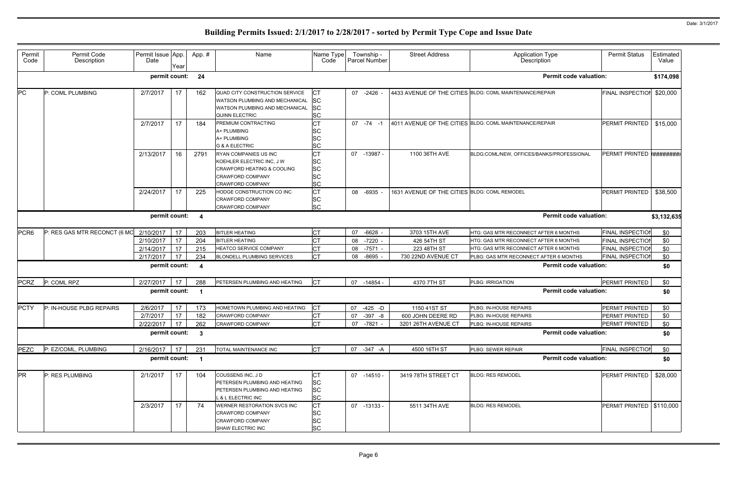# Building Permits Issued: 2/1/2017 to 2/28/2017 - sorted by Permit Type Cope and Issue Date

| Permit Code | Permit Code Description | Permit Issue Date | App. Year | App. # | Name | Name Type Code | Township - Parcel Number | Street Address | Application Type Description | Permit Status | Estimated Value |
|---|---|---|---|---|---|---|---|---|---|---|---|
| | | permit count: | | 24 | | | | | Permit code valuation: | | $174,098 |
| PC | P: COML PLUMBING | 2/7/2017 | 17 | 162 | QUAD CITY CONSTRUCTION SERVICE<br>WATSON PLUMBING AND MECHANICAL<br>WATSON PLUMBING AND MECHANICAL<br>QUINN ELECTRIC | CT<br>SC<br>SC<br>SC | 07 -2426 - | 4433 AVENUE OF THE CITIES | BLDG: COML MAINTENANCE/REPAIR | FINAL INSPECTION | $20,000 |
| | | 2/7/2017 | 17 | 184 | PREMIUM CONTRACTING<br>A+ PLUMBING<br>A+ PLUMBING<br>G & A ELECTRIC | CT<br>SC<br>SC<br>SC | 07 -74 -1 | 4011 AVENUE OF THE CITIES | BLDG: COML MAINTENANCE/REPAIR | PERMIT PRINTED | $15,000 |
| | | 2/13/2017 | 16 | 2791 | RYAN COMPANIES US INC<br>KOEHLER ELECTRIC INC, J W<br>CRAWFORD HEATING & COOLING<br>CRAWFORD COMPANY<br>CRAWFORD COMPANY | CT<br>SC<br>SC<br>SC<br>SC | 07 -13987 - | 1100 36TH AVE | BLDG:COML/NEW, OFFICES/BANKS/PROFESSIONAL | PERMIT PRINTED | ######### |
| | | 2/24/2017 | 17 | 225 | HODGE CONSTRUCTION CO INC<br>CRAWFORD COMPANY<br>CRAWFORD COMPANY | CT<br>SC<br>SC | 08 -6935 - | 1631 AVENUE OF THE CITIES | BLDG: COML REMODEL | PERMIT PRINTED | $38,500 |
| | | permit count: | | 4 | | | | | Permit code valuation: | | $3,132,635 |
| PCR6 | P: RES GAS MTR RECONCT (6 MO | 2/10/2017 | 17 | 203 | BITLER HEATING | CT | 07 -6628 - | 3703 15TH AVE | HTG: GAS MTR RECONNECT AFTER 6 MONTHS | FINAL INSPECTION | $0 |
| | | 2/10/2017 | 17 | 204 | BITLER HEATING | CT | 08 -7220 - | 426 54TH ST | HTG: GAS MTR RECONNECT AFTER 6 MONTHS | FINAL INSPECTION | $0 |
| | | 2/14/2017 | 17 | 215 | HEATCO SERVICE COMPANY | CT | 08 -7571 - | 223 48TH ST | HTG: GAS MTR RECONNECT AFTER 6 MONTHS | FINAL INSPECTION | $0 |
| | | 2/17/2017 | 17 | 234 | BLONDELL PLUMBING SERVICES | CT | 08 -8695 - | 730 22ND AVENUE CT | PLBG: GAS MTR RECONNECT AFTER 6 MONTHS | FINAL INSPECTION | $0 |
| | | permit count: | | 4 | | | | | Permit code valuation: | | $0 |
| PCRZ | P: COML RPZ | 2/27/2017 | 17 | 288 | PETERSEN PLUMBING AND HEATING | CT | 07 -14854 - | 4370 7TH ST | PLBG: IRRIGATION | PERMIT PRINTED | $0 |
| | | permit count: | | 1 | | | | | Permit code valuation: | | $0 |
| PCTY | P: IN-HOUSE PLBG REPAIRS | 2/6/2017 | 17 | 173 | HOMETOWN PLUMBING AND HEATING | CT | 07 -425 -D | 1150 41ST ST | PLBG: IN-HOUSE REPAIRS | PERMIT PRINTED | $0 |
| | | 2/7/2017 | 17 | 182 | CRAWFORD COMPANY | CT | 07 -397 -8 | 600 JOHN DEERE RD | PLBG: IN-HOUSE REPAIRS | PERMIT PRINTED | $0 |
| | | 2/22/2017 | 17 | 262 | CRAWFORD COMPANY | CT | 07 -7821 - | 3201 26TH AVENUE CT | PLBG: IN-HOUSE REPAIRS | PERMIT PRINTED | $0 |
| | | permit count: | | 3 | | | | | Permit code valuation: | | $0 |
| PEZC | P: EZ/COML, PLUMBING | 2/16/2017 | 17 | 231 | TOTAL MAINTENANCE INC | CT | 07 -347 -A | 4500 16TH ST | PLBG: SEWER REPAIR | FINAL INSPECTION | $0 |
| | | permit count: | | 1 | | | | | Permit code valuation: | | $0 |
| PR | P: RES PLUMBING | 2/1/2017 | 17 | 104 | COUSSENS INC, J D<br>PETERSEN PLUMBING AND HEATING<br>PETERSEN PLUMBING AND HEATING<br>L & L ELECTRIC INC | CT<br>SC<br>SC<br>SC | 07 -14510 - | 3419 78TH STREET CT | BLDG: RES REMODEL | PERMIT PRINTED | $28,000 |
| | | 2/3/2017 | 17 | 74 | WERNER RESTORATION SVCS INC<br>CRAWFORD COMPANY<br>CRAWFORD COMPANY<br>SHAW ELECTRIC INC | CT<br>SC<br>SC<br>SC | 07 -13133 - | 5511 34TH AVE | BLDG: RES REMODEL | PERMIT PRINTED | $110,000 |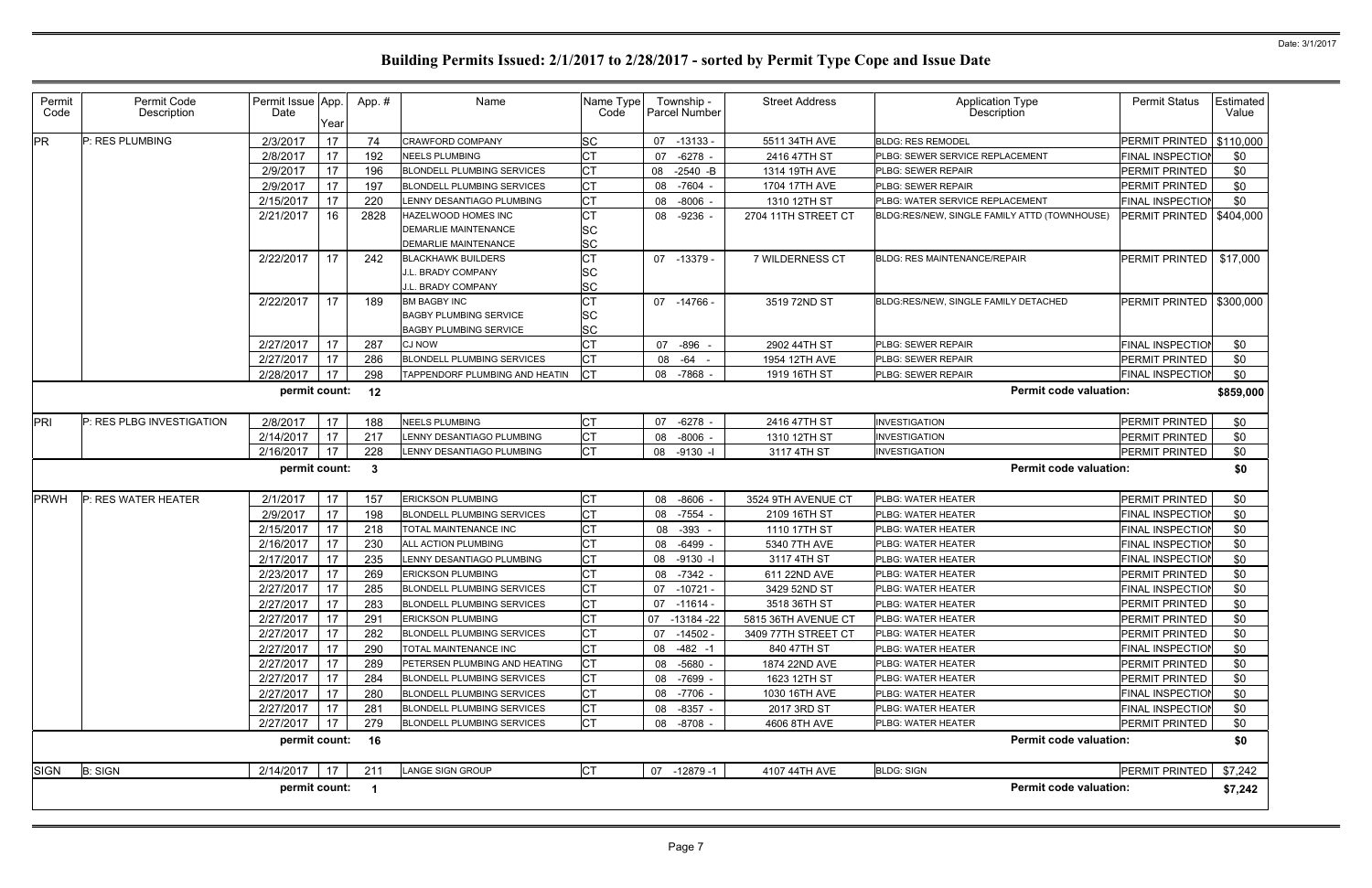# Building Permits Issued: 2/1/2017 to 2/28/2017 - sorted by Permit Type Cope and Issue Date

| Permit Code | Permit Code Description | Permit Issue Date | App. Year | App. # | Name | Name Type Code | Township - Parcel Number | Street Address | Application Type Description | Permit Status | Estimated Value |
|---|---|---|---|---|---|---|---|---|---|---|---|
| PR | P: RES PLUMBING | 2/3/2017 | 17 | 74 | CRAWFORD COMPANY | SC | 07 -13133 - | 5511 34TH AVE | BLDG: RES REMODEL | PERMIT PRINTED | $110,000 |
| | | 2/8/2017 | 17 | 192 | NEELS PLUMBING | CT | 07 -6278 - | 2416 47TH ST | PLBG: SEWER SERVICE REPLACEMENT | FINAL INSPECTION | $0 |
| | | 2/9/2017 | 17 | 196 | BLONDELL PLUMBING SERVICES | CT | 08 -2540 -B | 1314 19TH AVE | PLBG: SEWER REPAIR | PERMIT PRINTED | $0 |
| | | 2/9/2017 | 17 | 197 | BLONDELL PLUMBING SERVICES | CT | 08 -7604 - | 1704 17TH AVE | PLBG: SEWER REPAIR | PERMIT PRINTED | $0 |
| | | 2/15/2017 | 17 | 220 | LENNY DESANTIAGO PLUMBING | CT | 08 -8006 - | 1310 12TH ST | PLBG: WATER SERVICE REPLACEMENT | FINAL INSPECTION | $0 |
| | | 2/21/2017 | 16 | 2828 | HAZELWOOD HOMES INC<br>DEMARLIE MAINTENANCE<br>DEMARLIE MAINTENANCE | CT<br>SC<br>SC | 08 -9236 - | 2704 11TH STREET CT | BLDG:RES/NEW, SINGLE FAMILY ATTD (TOWNHOUSE) | PERMIT PRINTED | $404,000 |
| | | 2/22/2017 | 17 | 242 | BLACKHAWK BUILDERS<br>J.L. BRADY COMPANY<br>J.L. BRADY COMPANY | CT<br>SC<br>SC | 07 -13379 - | 7 WILDERNESS CT | BLDG: RES MAINTENANCE/REPAIR | PERMIT PRINTED | $17,000 |
| | | 2/22/2017 | 17 | 189 | BM BAGBY INC<br>BAGBY PLUMBING SERVICE<br>BAGBY PLUMBING SERVICE | CT<br>SC<br>SC | 07 -14766 - | 3519 72ND ST | BLDG:RES/NEW, SINGLE FAMILY DETACHED | PERMIT PRINTED | $300,000 |
| | | 2/27/2017 | 17 | 287 | CJ NOW | CT | 07 -896 - | 2902 44TH ST | PLBG: SEWER REPAIR | FINAL INSPECTION | $0 |
| | | 2/27/2017 | 17 | 286 | BLONDELL PLUMBING SERVICES | CT | 08 -64 - | 1954 12TH AVE | PLBG: SEWER REPAIR | PERMIT PRINTED | $0 |
| | | 2/28/2017 | 17 | 298 | TAPPENDORF PLUMBING AND HEATIN | CT | 08 -7868 - | 1919 16TH ST | PLBG: SEWER REPAIR | FINAL INSPECTION | $0 |
| | | **permit count:** | | **12** | | | | | **Permit code valuation:** | | **$859,000** |
| PRI | P: RES PLBG INVESTIGATION | 2/8/2017 | 17 | 188 | NEELS PLUMBING | CT | 07 -6278 - | 2416 47TH ST | INVESTIGATION | PERMIT PRINTED | $0 |
| | | 2/14/2017 | 17 | 217 | LENNY DESANTIAGO PLUMBING | CT | 08 -8006 - | 1310 12TH ST | INVESTIGATION | PERMIT PRINTED | $0 |
| | | 2/16/2017 | 17 | 228 | LENNY DESANTIAGO PLUMBING | CT | 08 -9130 -I | 3117 4TH ST | INVESTIGATION | PERMIT PRINTED | $0 |
| | | **permit count:** | | **3** | | | | | **Permit code valuation:** | | **$0** |
| PRWH | P: RES WATER HEATER | 2/1/2017 | 17 | 157 | ERICKSON PLUMBING | CT | 08 -8606 - | 3524 9TH AVENUE CT | PLBG: WATER HEATER | PERMIT PRINTED | $0 |
| | | 2/9/2017 | 17 | 198 | BLONDELL PLUMBING SERVICES | CT | 08 -7554 - | 2109 16TH ST | PLBG: WATER HEATER | FINAL INSPECTION | $0 |
| | | 2/15/2017 | 17 | 218 | TOTAL MAINTENANCE INC | CT | 08 -393 - | 1110 17TH ST | PLBG: WATER HEATER | FINAL INSPECTION | $0 |
| | | 2/16/2017 | 17 | 230 | ALL ACTION PLUMBING | CT | 08 -6499 - | 5340 7TH AVE | PLBG: WATER HEATER | FINAL INSPECTION | $0 |
| | | 2/17/2017 | 17 | 235 | LENNY DESANTIAGO PLUMBING | CT | 08 -9130 -I | 3117 4TH ST | PLBG: WATER HEATER | FINAL INSPECTION | $0 |
| | | 2/23/2017 | 17 | 269 | ERICKSON PLUMBING | CT | 08 -7342 - | 611 22ND AVE | PLBG: WATER HEATER | PERMIT PRINTED | $0 |
| | | 2/27/2017 | 17 | 285 | BLONDELL PLUMBING SERVICES | CT | 07 -10721 - | 3429 52ND ST | PLBG: WATER HEATER | FINAL INSPECTION | $0 |
| | | 2/27/2017 | 17 | 283 | BLONDELL PLUMBING SERVICES | CT | 07 -11614 - | 3518 36TH ST | PLBG: WATER HEATER | PERMIT PRINTED | $0 |
| | | 2/27/2017 | 17 | 291 | ERICKSON PLUMBING | CT | 07 -13184 -22 | 5815 36TH AVENUE CT | PLBG: WATER HEATER | PERMIT PRINTED | $0 |
| | | 2/27/2017 | 17 | 282 | BLONDELL PLUMBING SERVICES | CT | 07 -14502 - | 3409 77TH STREET CT | PLBG: WATER HEATER | PERMIT PRINTED | $0 |
| | | 2/27/2017 | 17 | 290 | TOTAL MAINTENANCE INC | CT | 08 -482 -1 | 840 47TH ST | PLBG: WATER HEATER | FINAL INSPECTION | $0 |
| | | 2/27/2017 | 17 | 289 | PETERSEN PLUMBING AND HEATING | CT | 08 -5680 - | 1874 22ND AVE | PLBG: WATER HEATER | PERMIT PRINTED | $0 |
| | | 2/27/2017 | 17 | 284 | BLONDELL PLUMBING SERVICES | CT | 08 -7699 - | 1623 12TH ST | PLBG: WATER HEATER | PERMIT PRINTED | $0 |
| | | 2/27/2017 | 17 | 280 | BLONDELL PLUMBING SERVICES | CT | 08 -7706 - | 1030 16TH AVE | PLBG: WATER HEATER | FINAL INSPECTION | $0 |
| | | 2/27/2017 | 17 | 281 | BLONDELL PLUMBING SERVICES | CT | 08 -8357 - | 2017 3RD ST | PLBG: WATER HEATER | FINAL INSPECTION | $0 |
| | | 2/27/2017 | 17 | 279 | BLONDELL PLUMBING SERVICES | CT | 08 -8708 - | 4606 8TH AVE | PLBG: WATER HEATER | PERMIT PRINTED | $0 |
| | | **permit count:** | | **16** | | | | | **Permit code valuation:** | | **$0** |
| SIGN | B: SIGN | 2/14/2017 | 17 | 211 | LANGE SIGN GROUP | CT | 07 -12879 -1 | 4107 44TH AVE | BLDG: SIGN | PERMIT PRINTED | $7,242 |
| | | **permit count:** | | **1** | | | | | **Permit code valuation:** | | **$7,242** |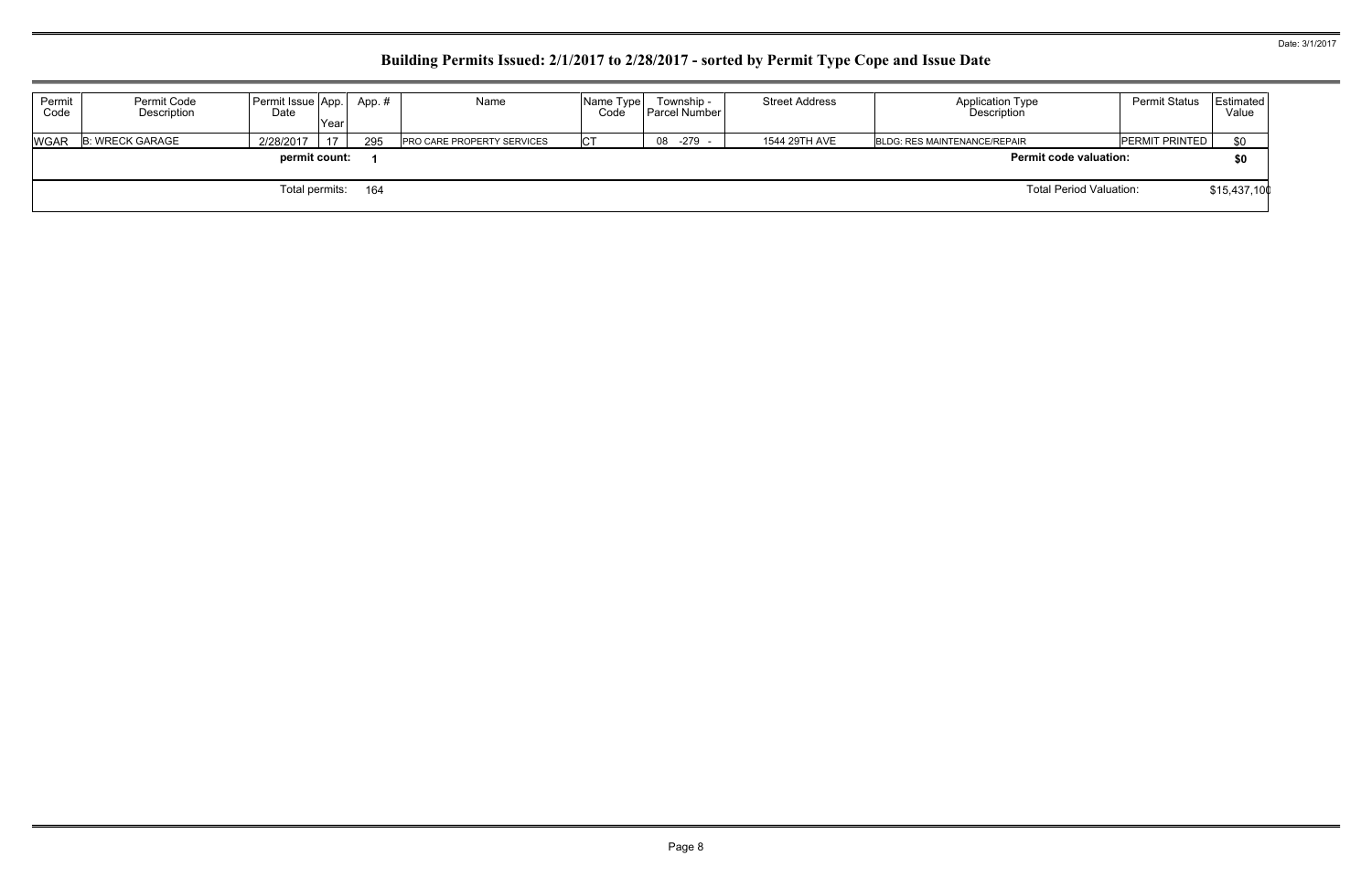# Building Permits Issued: 2/1/2017 to 2/28/2017 - sorted by Permit Type Cope and Issue Date

| Permit Code | Permit Code Description | Permit Issue Date | App. Year | App. # | Name | Name Type Code | Township - Parcel Number | Street Address | Application Type Description | Permit Status | Estimated Value |
|---|---|---|---|---|---|---|---|---|---|---|---|
| WGAR | B: WRECK GARAGE | 2/28/2017 | 17 | 295 | PRO CARE PROPERTY SERVICES | CT | 08 -279 - | 1544 29TH AVE | BLDG: RES MAINTENANCE/REPAIR | PERMIT PRINTED | $0 |
| | | **permit count:** | | **1** | | | | | **Permit code valuation:** | | **$0** |
| | | Total permits: | | 164 | | | | | Total Period Valuation: | | $15,437,100 |